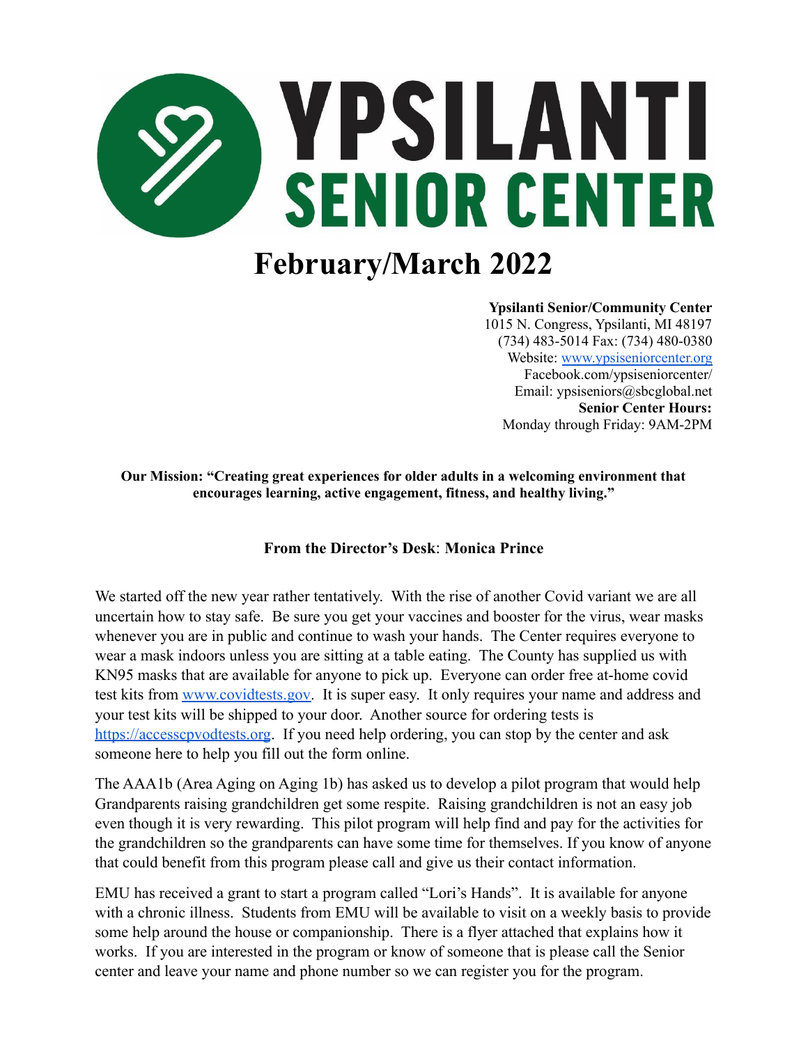# YPSILANTI SENIOR CENTER

# February/March 2022

**Ypsilanti Senior/Community Center**
1015 N. Congress, Ypsilanti, MI 48197
(734) 483-5014 Fax: (734) 480-0380
Website: www.ypsiseniorcenter.org
Facebook.com/ypsiseniorcenter/
Email: ypsiseniors@sbcglobal.net
**Senior Center Hours:**
Monday through Friday: 9AM-2PM

**Our Mission: "Creating great experiences for older adults in a welcoming environment that encourages learning, active engagement, fitness, and healthy living."**

### From the Director's Desk: Monica Prince

We started off the new year rather tentatively. With the rise of another Covid variant we are all uncertain how to stay safe. Be sure you get your vaccines and booster for the virus, wear masks whenever you are in public and continue to wash your hands. The Center requires everyone to wear a mask indoors unless you are sitting at a table eating. The County has supplied us with KN95 masks that are available for anyone to pick up. Everyone can order free at-home covid test kits from www.covidtests.gov. It is super easy. It only requires your name and address and your test kits will be shipped to your door. Another source for ordering tests is https://accesscpvodtests.org. If you need help ordering, you can stop by the center and ask someone here to help you fill out the form online.

The AAA1b (Area Aging on Aging 1b) has asked us to develop a pilot program that would help Grandparents raising grandchildren get some respite. Raising grandchildren is not an easy job even though it is very rewarding. This pilot program will help find and pay for the activities for the grandchildren so the grandparents can have some time for themselves. If you know of anyone that could benefit from this program please call and give us their contact information.

EMU has received a grant to start a program called "Lori's Hands". It is available for anyone with a chronic illness. Students from EMU will be available to visit on a weekly basis to provide some help around the house or companionship. There is a flyer attached that explains how it works. If you are interested in the program or know of someone that is please call the Senior center and leave your name and phone number so we can register you for the program.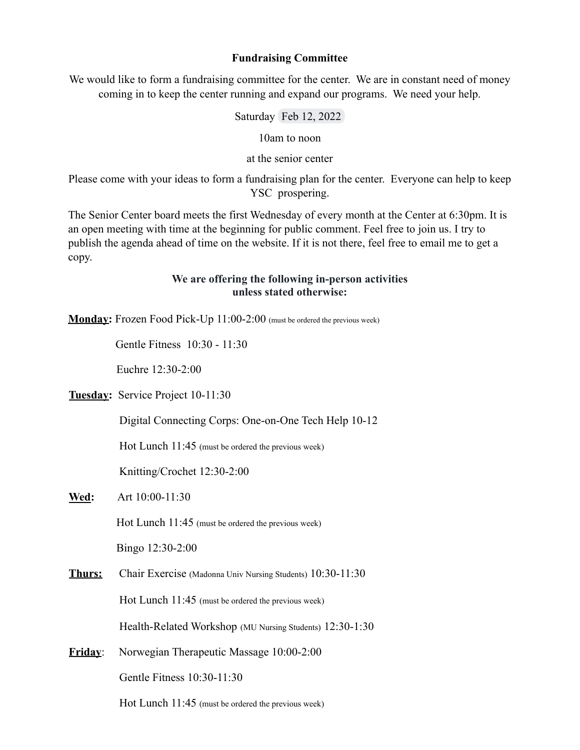**Fundraising Committee**

We would like to form a fundraising committee for the center. We are in constant need of money coming in to keep the center running and expand our programs. We need your help.

Saturday Feb 12, 2022

10am to noon

at the senior center

Please come with your ideas to form a fundraising plan for the center. Everyone can help to keep YSC prospering.

The Senior Center board meets the first Wednesday of every month at the Center at 6:30pm. It is an open meeting with time at the beginning for public comment. Feel free to join us. I try to publish the agenda ahead of time on the website. If it is not there, feel free to email me to get a copy.

**We are offering the following in-person activities unless stated otherwise:**

**Monday:** Frozen Food Pick-Up 11:00-2:00 (must be ordered the previous week)

Gentle Fitness 10:30 - 11:30

Euchre 12:30-2:00

**Tuesday:** Service Project 10-11:30

Digital Connecting Corps: One-on-One Tech Help 10-12

Hot Lunch 11:45 (must be ordered the previous week)

Knitting/Crochet 12:30-2:00

**Wed:** Art 10:00-11:30

Hot Lunch 11:45 (must be ordered the previous week)

Bingo 12:30-2:00

**Thurs:** Chair Exercise (Madonna Univ Nursing Students) 10:30-11:30

Hot Lunch 11:45 (must be ordered the previous week)

Health-Related Workshop (MU Nursing Students) 12:30-1:30

**Friday**: Norwegian Therapeutic Massage 10:00-2:00

Gentle Fitness 10:30-11:30

Hot Lunch 11:45 (must be ordered the previous week)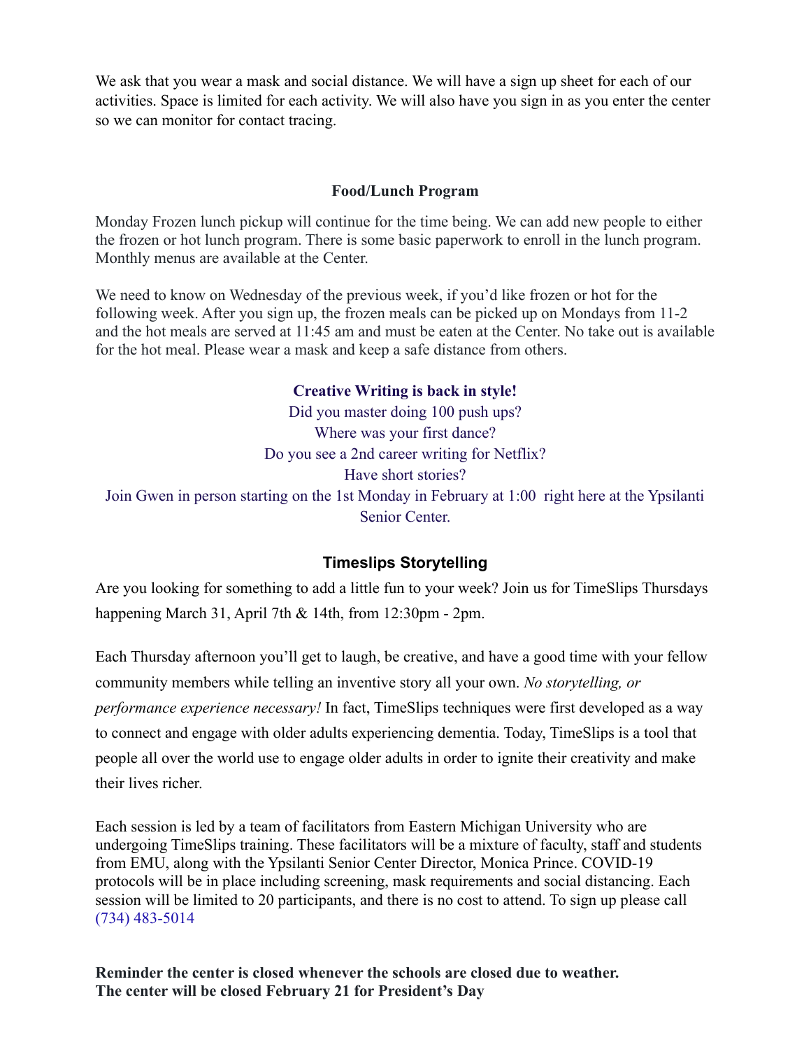We ask that you wear a mask and social distance. We will have a sign up sheet for each of our activities. Space is limited for each activity. We will also have you sign in as you enter the center so we can monitor for contact tracing.

### Food/Lunch Program

Monday Frozen lunch pickup will continue for the time being. We can add new people to either the frozen or hot lunch program. There is some basic paperwork to enroll in the lunch program. Monthly menus are available at the Center.

We need to know on Wednesday of the previous week, if you'd like frozen or hot for the following week. After you sign up, the frozen meals can be picked up on Mondays from 11-2 and the hot meals are served at 11:45 am and must be eaten at the Center. No take out is available for the hot meal. Please wear a mask and keep a safe distance from others.

**Creative Writing is back in style!**

Did you master doing 100 push ups?
Where was your first dance?
Do you see a 2nd career writing for Netflix?
Have short stories?
Join Gwen in person starting on the 1st Monday in February at 1:00 right here at the Ypsilanti Senior Center.

### Timeslips Storytelling

Are you looking for something to add a little fun to your week? Join us for TimeSlips Thursdays happening March 31, April 7th & 14th, from 12:30pm - 2pm.

Each Thursday afternoon you'll get to laugh, be creative, and have a good time with your fellow community members while telling an inventive story all your own. *No storytelling, or performance experience necessary!* In fact, TimeSlips techniques were first developed as a way to connect and engage with older adults experiencing dementia. Today, TimeSlips is a tool that people all over the world use to engage older adults in order to ignite their creativity and make their lives richer.

Each session is led by a team of facilitators from Eastern Michigan University who are undergoing TimeSlips training. These facilitators will be a mixture of faculty, staff and students from EMU, along with the Ypsilanti Senior Center Director, Monica Prince. COVID-19 protocols will be in place including screening, mask requirements and social distancing. Each session will be limited to 20 participants, and there is no cost to attend. To sign up please call (734) 483-5014

**Reminder the center is closed whenever the schools are closed due to weather.**
**The center will be closed February 21 for President's Day**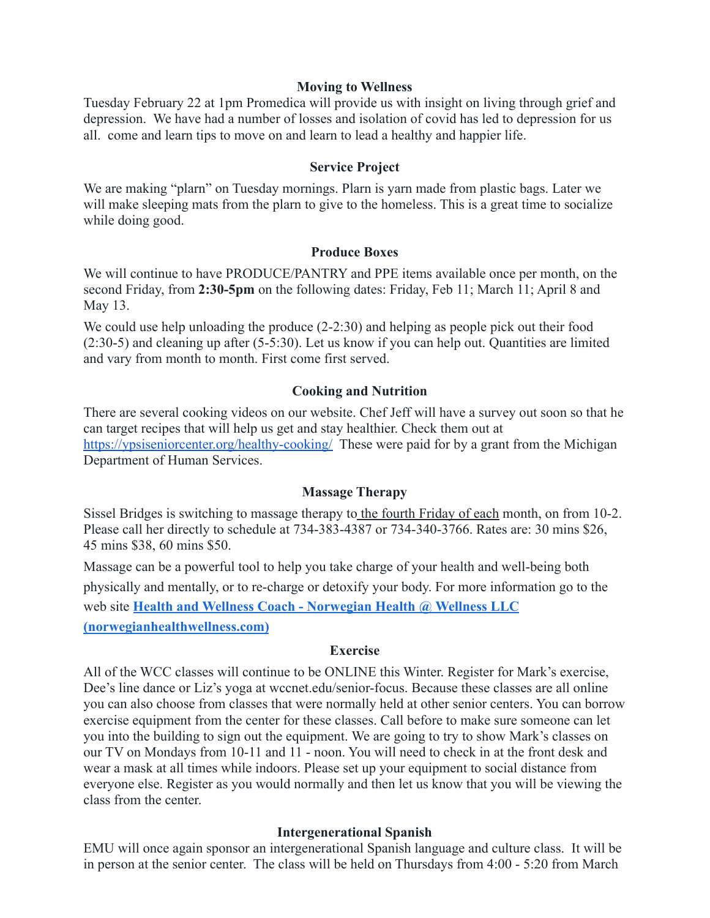**Moving to Wellness**

Tuesday February 22 at 1pm Promedica will provide us with insight on living through grief and depression. We have had a number of losses and isolation of covid has led to depression for us all. come and learn tips to move on and learn to lead a healthy and happier life.

**Service Project**

We are making "plarn" on Tuesday mornings. Plarn is yarn made from plastic bags. Later we will make sleeping mats from the plarn to give to the homeless. This is a great time to socialize while doing good.

**Produce Boxes**

We will continue to have PRODUCE/PANTRY and PPE items available once per month, on the second Friday, from **2:30-5pm** on the following dates: Friday, Feb 11; March 11; April 8 and May 13.

We could use help unloading the produce (2-2:30) and helping as people pick out their food (2:30-5) and cleaning up after (5-5:30). Let us know if you can help out. Quantities are limited and vary from month to month. First come first served.

**Cooking and Nutrition**

There are several cooking videos on our website. Chef Jeff will have a survey out soon so that he can target recipes that will help us get and stay healthier. Check them out at https://ypsiseniorcenter.org/healthy-cooking/ These were paid for by a grant from the Michigan Department of Human Services.

**Massage Therapy**

Sissel Bridges is switching to massage therapy to the fourth Friday of each month, on from 10-2. Please call her directly to schedule at 734-383-4387 or 734-340-3766. Rates are: 30 mins $26, 45 mins $38, 60 mins $50.

Massage can be a powerful tool to help you take charge of your health and well-being both physically and mentally, or to re-charge or detoxify your body. For more information go to the web site **Health and Wellness Coach - Norwegian Health @ Wellness LLC (norwegianhealthwellness.com)**

**Exercise**

All of the WCC classes will continue to be ONLINE this Winter. Register for Mark's exercise, Dee's line dance or Liz's yoga at wccnet.edu/senior-focus. Because these classes are all online you can also choose from classes that were normally held at other senior centers. You can borrow exercise equipment from the center for these classes. Call before to make sure someone can let you into the building to sign out the equipment. We are going to try to show Mark's classes on our TV on Mondays from 10-11 and 11 - noon. You will need to check in at the front desk and wear a mask at all times while indoors. Please set up your equipment to social distance from everyone else. Register as you would normally and then let us know that you will be viewing the class from the center.

**Intergenerational Spanish**

EMU will once again sponsor an intergenerational Spanish language and culture class. It will be in person at the senior center. The class will be held on Thursdays from 4:00 - 5:20 from March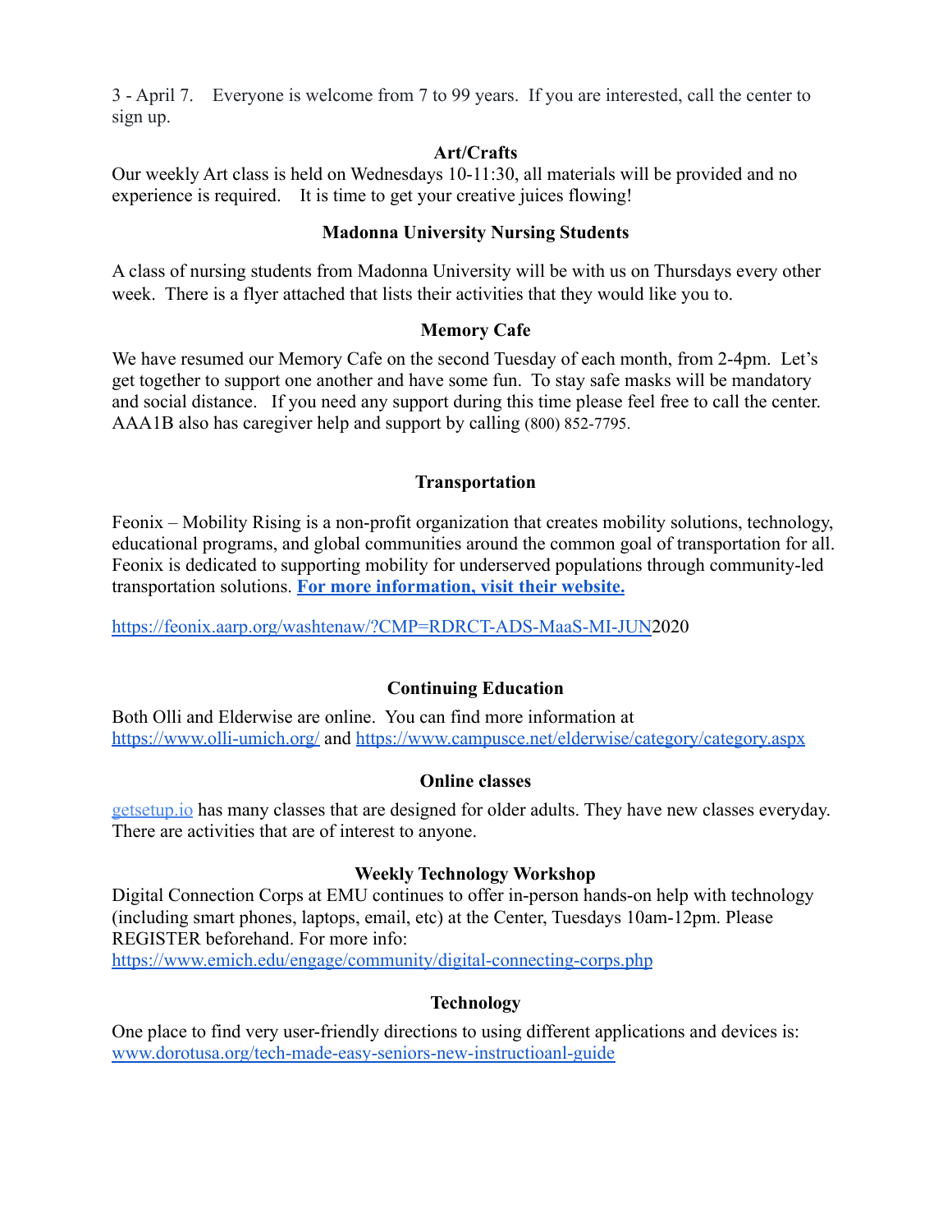3 - April 7.   Everyone is welcome from 7 to 99 years.  If you are interested, call the center to sign up.

**Art/Crafts**

Our weekly Art class is held on Wednesdays 10-11:30, all materials will be provided and no experience is required.   It is time to get your creative juices flowing!

**Madonna University Nursing Students**

A class of nursing students from Madonna University will be with us on Thursdays every other week.  There is a flyer attached that lists their activities that they would like you to.

**Memory Cafe**

We have resumed our Memory Cafe on the second Tuesday of each month, from 2-4pm.  Let's get together to support one another and have some fun.  To stay safe masks will be mandatory and social distance.   If you need any support during this time please feel free to call the center. AAA1B also has caregiver help and support by calling (800) 852-7795.

**Transportation**

Feonix – Mobility Rising is a non-profit organization that creates mobility solutions, technology, educational programs, and global communities around the common goal of transportation for all. Feonix is dedicated to supporting mobility for underserved populations through community-led transportation solutions. **For more information, visit their website.**

https://feonix.aarp.org/washtenaw/?CMP=RDRCT-ADS-MaaS-MI-JUN2020

**Continuing Education**

Both Olli and Elderwise are online.  You can find more information at https://www.olli-umich.org/ and https://www.campusce.net/elderwise/category/category.aspx

**Online classes**

getsetup.io has many classes that are designed for older adults. They have new classes everyday. There are activities that are of interest to anyone.

**Weekly Technology Workshop**

Digital Connection Corps at EMU continues to offer in-person hands-on help with technology (including smart phones, laptops, email, etc) at the Center, Tuesdays 10am-12pm. Please REGISTER beforehand. For more info:
https://www.emich.edu/engage/community/digital-connecting-corps.php

**Technology**

One place to find very user-friendly directions to using different applications and devices is: www.dorotusa.org/tech-made-easy-seniors-new-instructioanl-guide